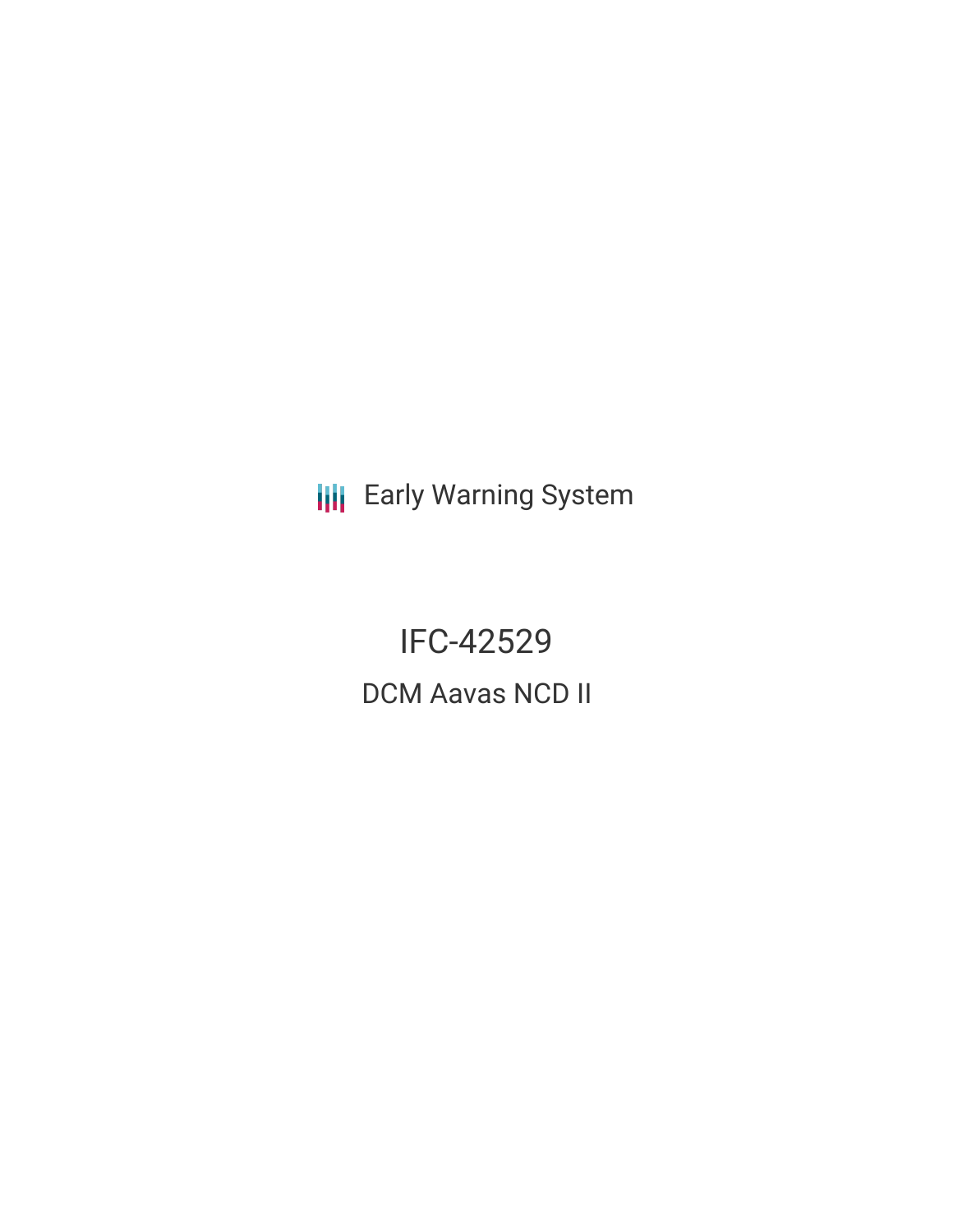Early Warning System

# IFC-42529

## DCM Aavas NCD II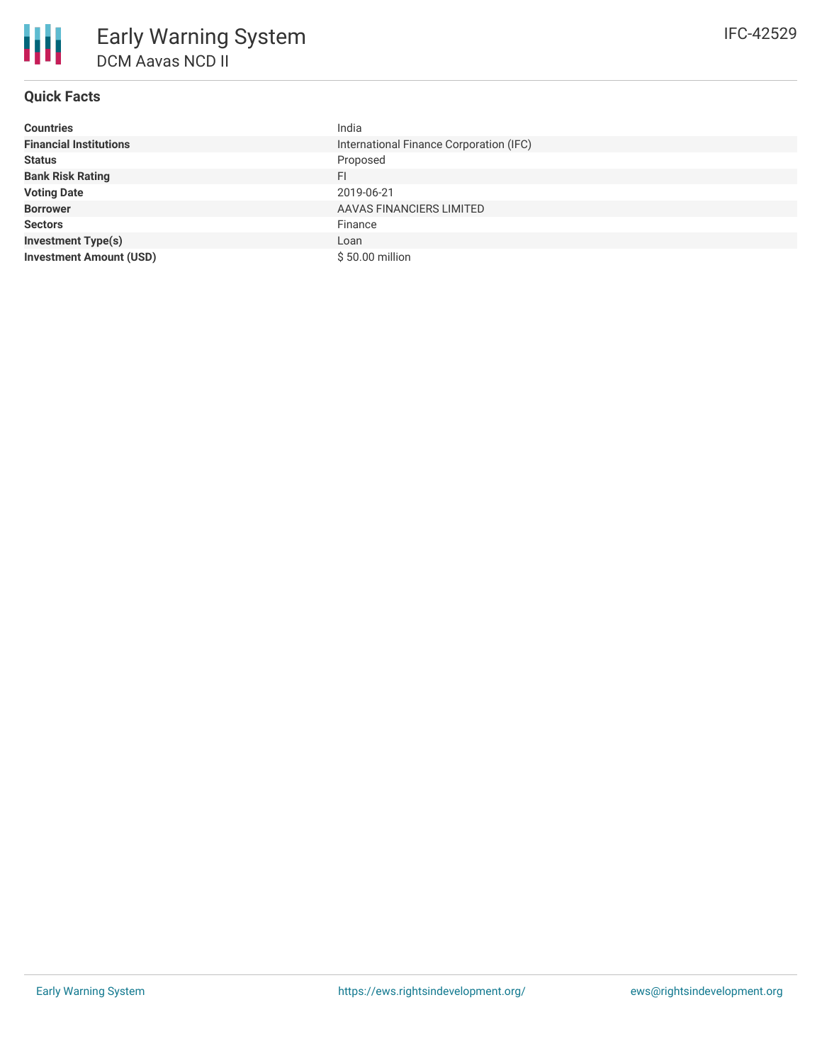# Early Warning System

## DCM Aavas NCD II

IFC-42529

### Quick Facts

| | |
|---|---|
| **Countries** | India |
| **Financial Institutions** | International Finance Corporation (IFC) |
| **Status** | Proposed |
| **Bank Risk Rating** | FI |
| **Voting Date** | 2019-06-21 |
| **Borrower** | AAVAS FINANCIERS LIMITED |
| **Sectors** | Finance |
| **Investment Type(s)** | Loan |
| **Investment Amount (USD)** | $ 50.00 million |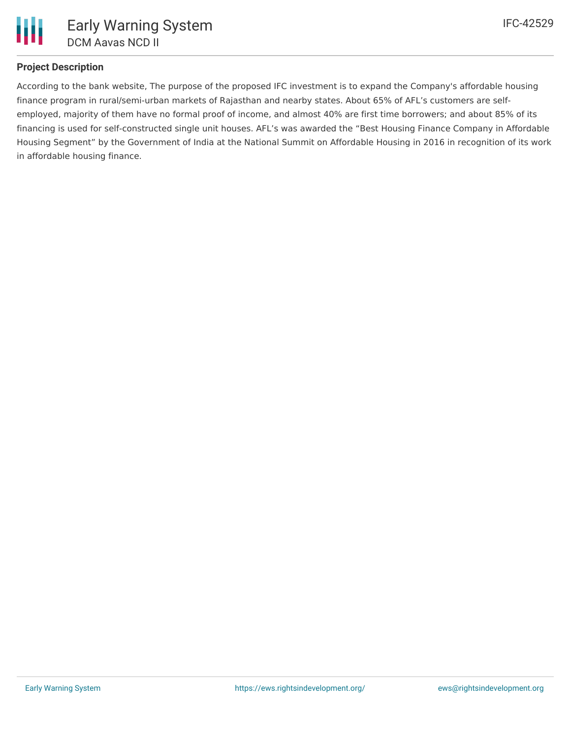### Project Description

According to the bank website, The purpose of the proposed IFC investment is to expand the Company's affordable housing finance program in rural/semi-urban markets of Rajasthan and nearby states. About 65% of AFL’s customers are self-employed, majority of them have no formal proof of income, and almost 40% are first time borrowers; and about 85% of its financing is used for self-constructed single unit houses. AFL’s was awarded the “Best Housing Finance Company in Affordable Housing Segment” by the Government of India at the National Summit on Affordable Housing in 2016 in recognition of its work in affordable housing finance.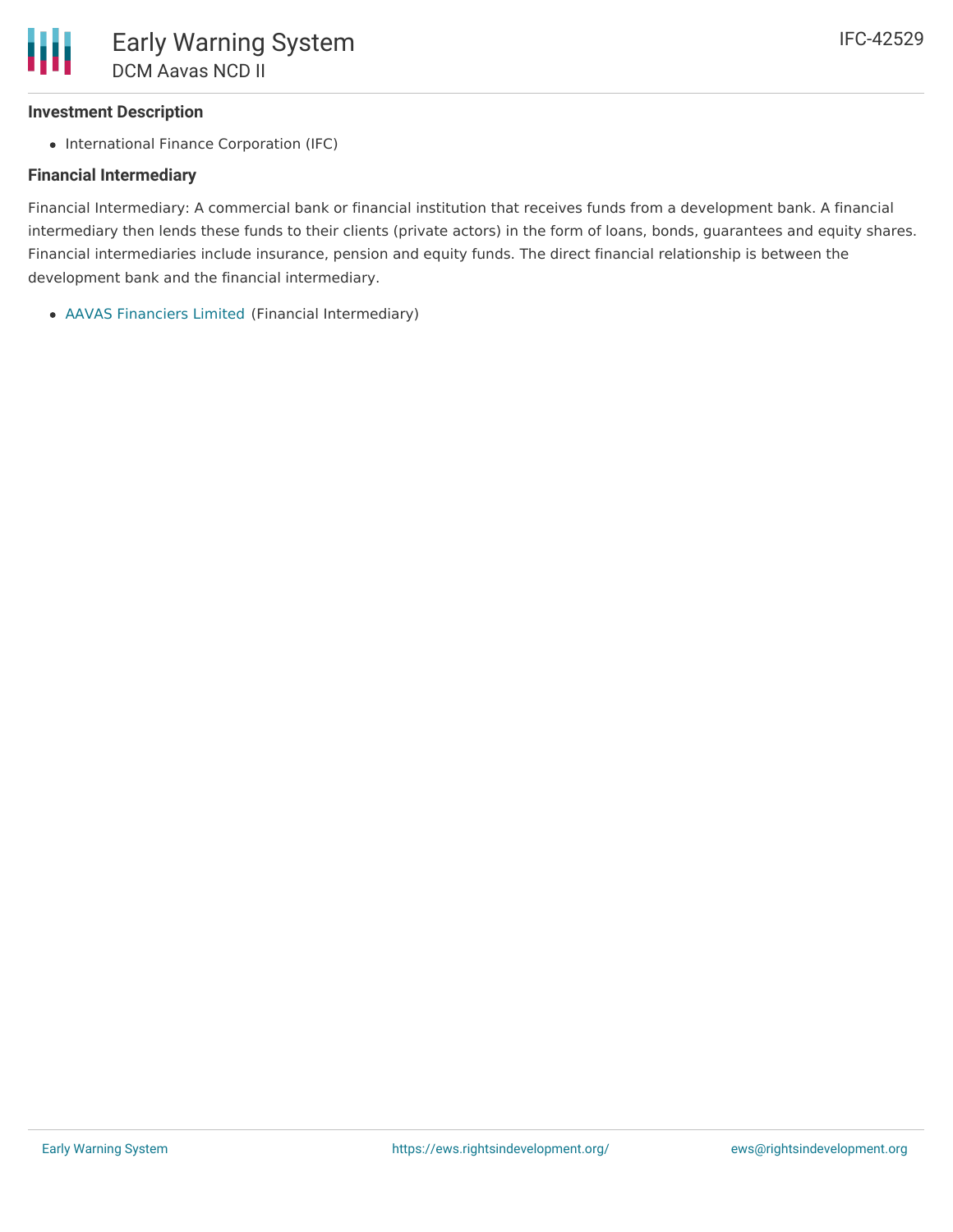### Investment Description

- International Finance Corporation (IFC)

### Financial Intermediary

Financial Intermediary: A commercial bank or financial institution that receives funds from a development bank. A financial intermediary then lends these funds to their clients (private actors) in the form of loans, bonds, guarantees and equity shares. Financial intermediaries include insurance, pension and equity funds. The direct financial relationship is between the development bank and the financial intermediary.

- AAVAS Financiers Limited (Financial Intermediary)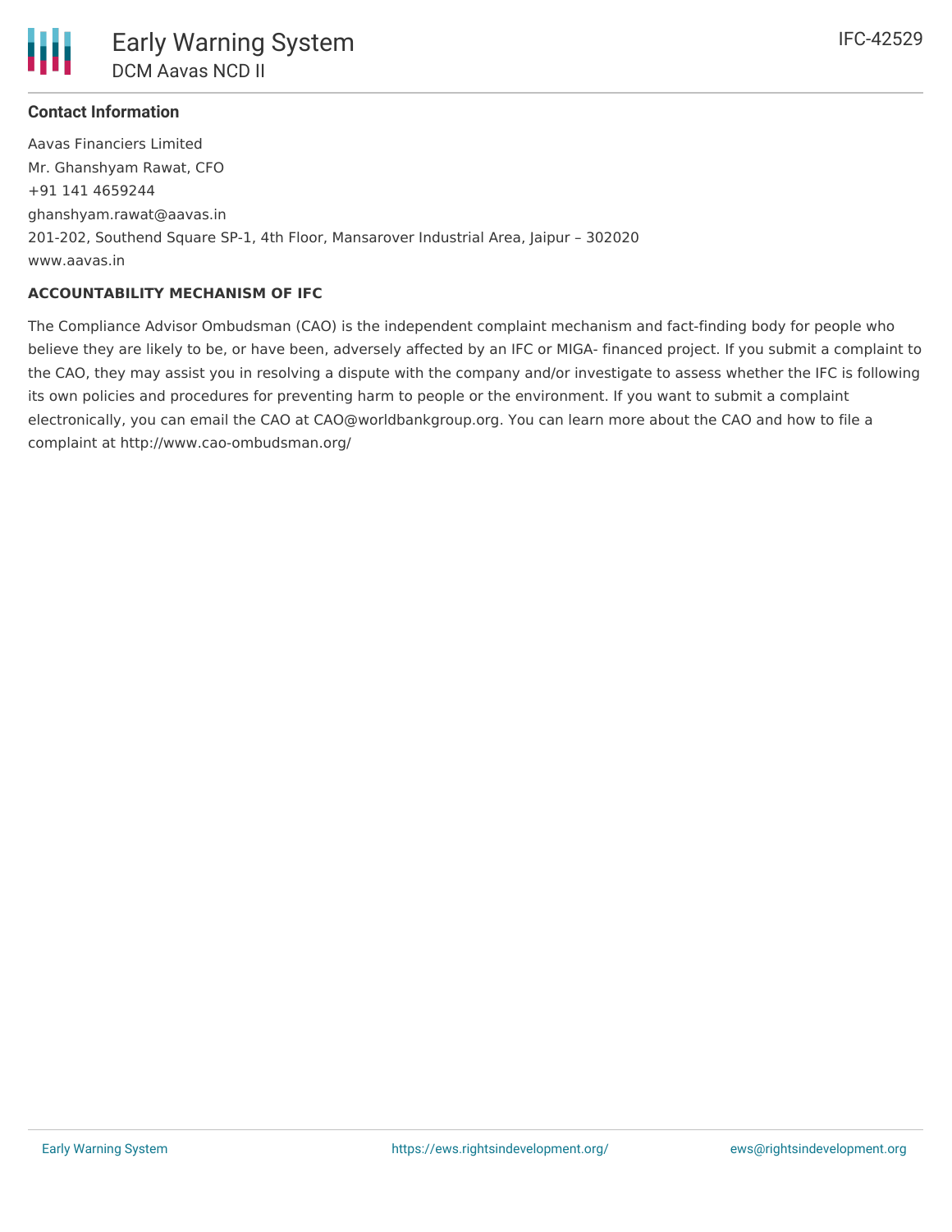### Contact Information

Aavas Financiers Limited
Mr. Ghanshyam Rawat, CFO
+91 141 4659244
ghanshyam.rawat@aavas.in
201-202, Southend Square SP-1, 4th Floor, Mansarover Industrial Area, Jaipur – 302020
www.aavas.in

**ACCOUNTABILITY MECHANISM OF IFC**

The Compliance Advisor Ombudsman (CAO) is the independent complaint mechanism and fact-finding body for people who believe they are likely to be, or have been, adversely affected by an IFC or MIGA- financed project. If you submit a complaint to the CAO, they may assist you in resolving a dispute with the company and/or investigate to assess whether the IFC is following its own policies and procedures for preventing harm to people or the environment. If you want to submit a complaint electronically, you can email the CAO at CAO@worldbankgroup.org. You can learn more about the CAO and how to file a complaint at http://www.cao-ombudsman.org/